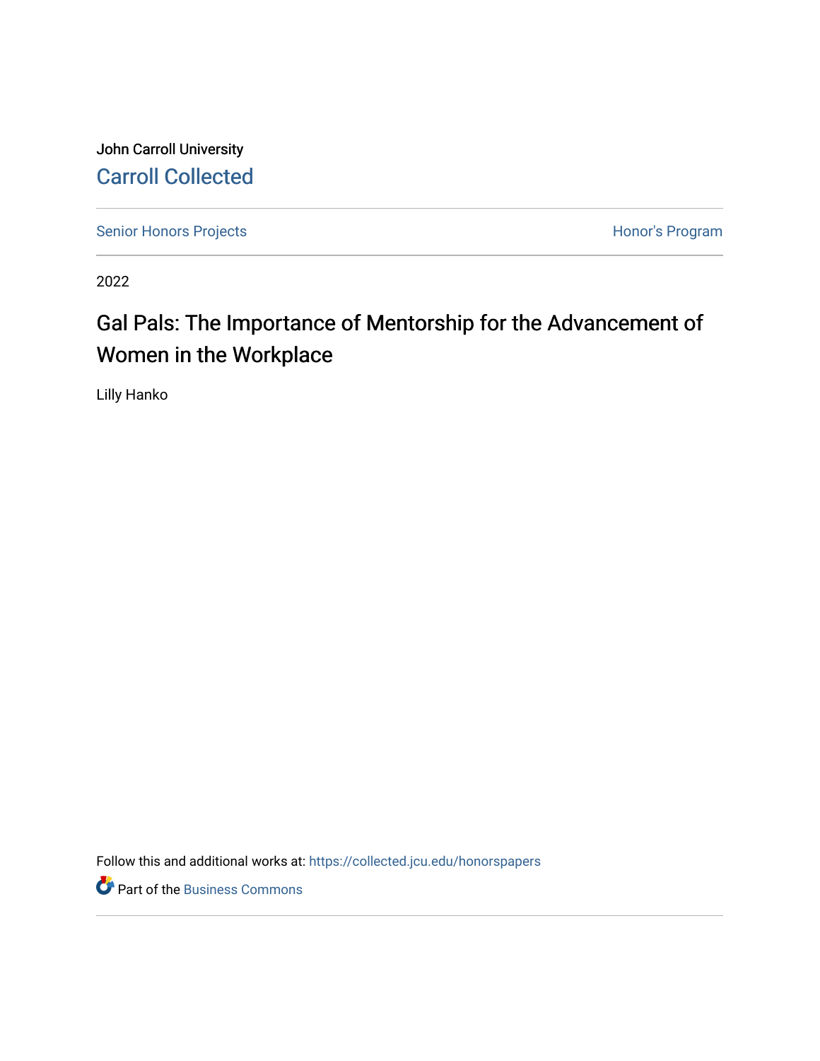John Carroll University

Carroll Collected

Senior Honors Projects | Honor's Program

2022

# Gal Pals: The Importance of Mentorship for the Advancement of Women in the Workplace

Lilly Hanko

Follow this and additional works at: https://collected.jcu.edu/honorspapers

Part of the Business Commons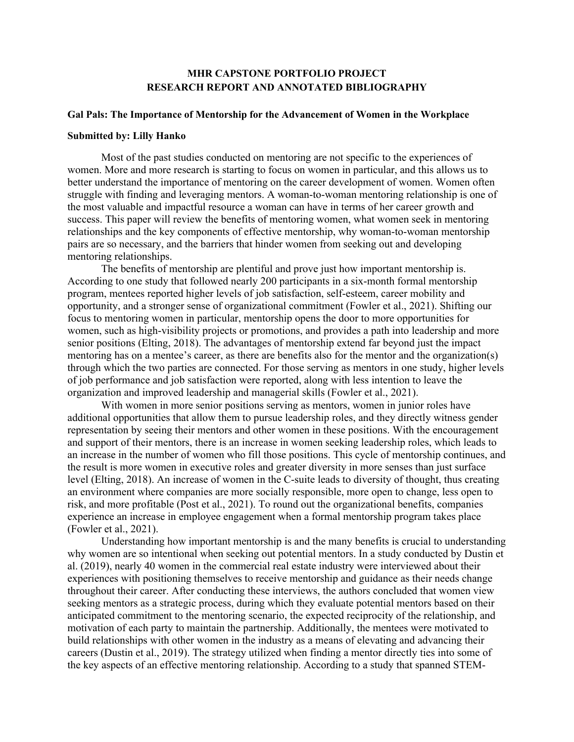**MHR CAPSTONE PORTFOLIO PROJECT**
**RESEARCH REPORT AND ANNOTATED BIBLIOGRAPHY**

**Gal Pals: The Importance of Mentorship for the Advancement of Women in the Workplace**

**Submitted by: Lilly Hanko**

Most of the past studies conducted on mentoring are not specific to the experiences of women. More and more research is starting to focus on women in particular, and this allows us to better understand the importance of mentoring on the career development of women. Women often struggle with finding and leveraging mentors. A woman-to-woman mentoring relationship is one of the most valuable and impactful resource a woman can have in terms of her career growth and success. This paper will review the benefits of mentoring women, what women seek in mentoring relationships and the key components of effective mentorship, why woman-to-woman mentorship pairs are so necessary, and the barriers that hinder women from seeking out and developing mentoring relationships.

The benefits of mentorship are plentiful and prove just how important mentorship is. According to one study that followed nearly 200 participants in a six-month formal mentorship program, mentees reported higher levels of job satisfaction, self-esteem, career mobility and opportunity, and a stronger sense of organizational commitment (Fowler et al., 2021). Shifting our focus to mentoring women in particular, mentorship opens the door to more opportunities for women, such as high-visibility projects or promotions, and provides a path into leadership and more senior positions (Elting, 2018). The advantages of mentorship extend far beyond just the impact mentoring has on a mentee's career, as there are benefits also for the mentor and the organization(s) through which the two parties are connected. For those serving as mentors in one study, higher levels of job performance and job satisfaction were reported, along with less intention to leave the organization and improved leadership and managerial skills (Fowler et al., 2021).

With women in more senior positions serving as mentors, women in junior roles have additional opportunities that allow them to pursue leadership roles, and they directly witness gender representation by seeing their mentors and other women in these positions. With the encouragement and support of their mentors, there is an increase in women seeking leadership roles, which leads to an increase in the number of women who fill those positions. This cycle of mentorship continues, and the result is more women in executive roles and greater diversity in more senses than just surface level (Elting, 2018). An increase of women in the C-suite leads to diversity of thought, thus creating an environment where companies are more socially responsible, more open to change, less open to risk, and more profitable (Post et al., 2021). To round out the organizational benefits, companies experience an increase in employee engagement when a formal mentorship program takes place (Fowler et al., 2021).

Understanding how important mentorship is and the many benefits is crucial to understanding why women are so intentional when seeking out potential mentors. In a study conducted by Dustin et al. (2019), nearly 40 women in the commercial real estate industry were interviewed about their experiences with positioning themselves to receive mentorship and guidance as their needs change throughout their career. After conducting these interviews, the authors concluded that women view seeking mentors as a strategic process, during which they evaluate potential mentors based on their anticipated commitment to the mentoring scenario, the expected reciprocity of the relationship, and motivation of each party to maintain the partnership. Additionally, the mentees were motivated to build relationships with other women in the industry as a means of elevating and advancing their careers (Dustin et al., 2019). The strategy utilized when finding a mentor directly ties into some of the key aspects of an effective mentoring relationship. According to a study that spanned STEM-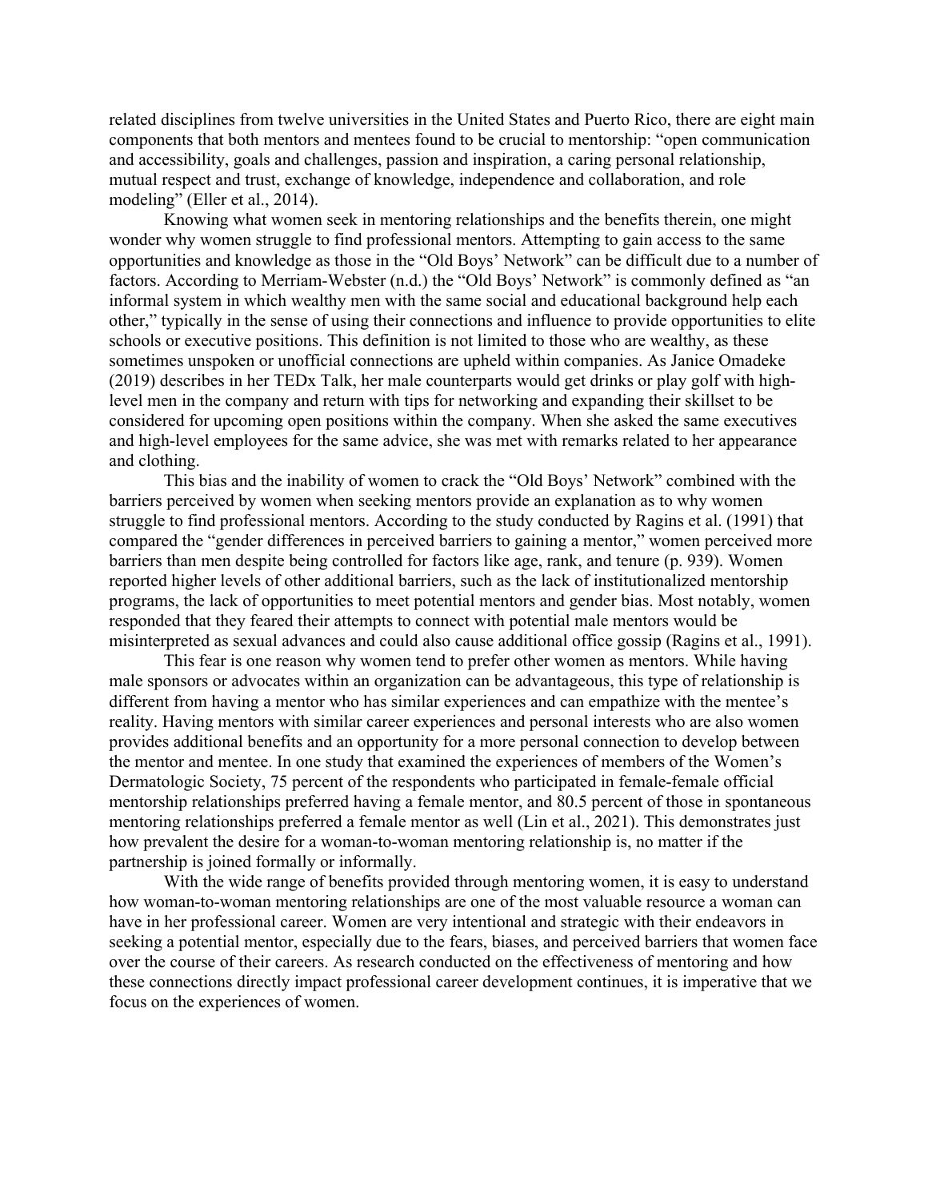related disciplines from twelve universities in the United States and Puerto Rico, there are eight main components that both mentors and mentees found to be crucial to mentorship: "open communication and accessibility, goals and challenges, passion and inspiration, a caring personal relationship, mutual respect and trust, exchange of knowledge, independence and collaboration, and role modeling" (Eller et al., 2014).

Knowing what women seek in mentoring relationships and the benefits therein, one might wonder why women struggle to find professional mentors. Attempting to gain access to the same opportunities and knowledge as those in the "Old Boys' Network" can be difficult due to a number of factors. According to Merriam-Webster (n.d.) the "Old Boys' Network" is commonly defined as "an informal system in which wealthy men with the same social and educational background help each other," typically in the sense of using their connections and influence to provide opportunities to elite schools or executive positions. This definition is not limited to those who are wealthy, as these sometimes unspoken or unofficial connections are upheld within companies. As Janice Omadeke (2019) describes in her TEDx Talk, her male counterparts would get drinks or play golf with high-level men in the company and return with tips for networking and expanding their skillset to be considered for upcoming open positions within the company. When she asked the same executives and high-level employees for the same advice, she was met with remarks related to her appearance and clothing.

This bias and the inability of women to crack the "Old Boys' Network" combined with the barriers perceived by women when seeking mentors provide an explanation as to why women struggle to find professional mentors. According to the study conducted by Ragins et al. (1991) that compared the "gender differences in perceived barriers to gaining a mentor," women perceived more barriers than men despite being controlled for factors like age, rank, and tenure (p. 939). Women reported higher levels of other additional barriers, such as the lack of institutionalized mentorship programs, the lack of opportunities to meet potential mentors and gender bias. Most notably, women responded that they feared their attempts to connect with potential male mentors would be misinterpreted as sexual advances and could also cause additional office gossip (Ragins et al., 1991).

This fear is one reason why women tend to prefer other women as mentors. While having male sponsors or advocates within an organization can be advantageous, this type of relationship is different from having a mentor who has similar experiences and can empathize with the mentee's reality. Having mentors with similar career experiences and personal interests who are also women provides additional benefits and an opportunity for a more personal connection to develop between the mentor and mentee. In one study that examined the experiences of members of the Women's Dermatologic Society, 75 percent of the respondents who participated in female-female official mentorship relationships preferred having a female mentor, and 80.5 percent of those in spontaneous mentoring relationships preferred a female mentor as well (Lin et al., 2021). This demonstrates just how prevalent the desire for a woman-to-woman mentoring relationship is, no matter if the partnership is joined formally or informally.

With the wide range of benefits provided through mentoring women, it is easy to understand how woman-to-woman mentoring relationships are one of the most valuable resource a woman can have in her professional career. Women are very intentional and strategic with their endeavors in seeking a potential mentor, especially due to the fears, biases, and perceived barriers that women face over the course of their careers. As research conducted on the effectiveness of mentoring and how these connections directly impact professional career development continues, it is imperative that we focus on the experiences of women.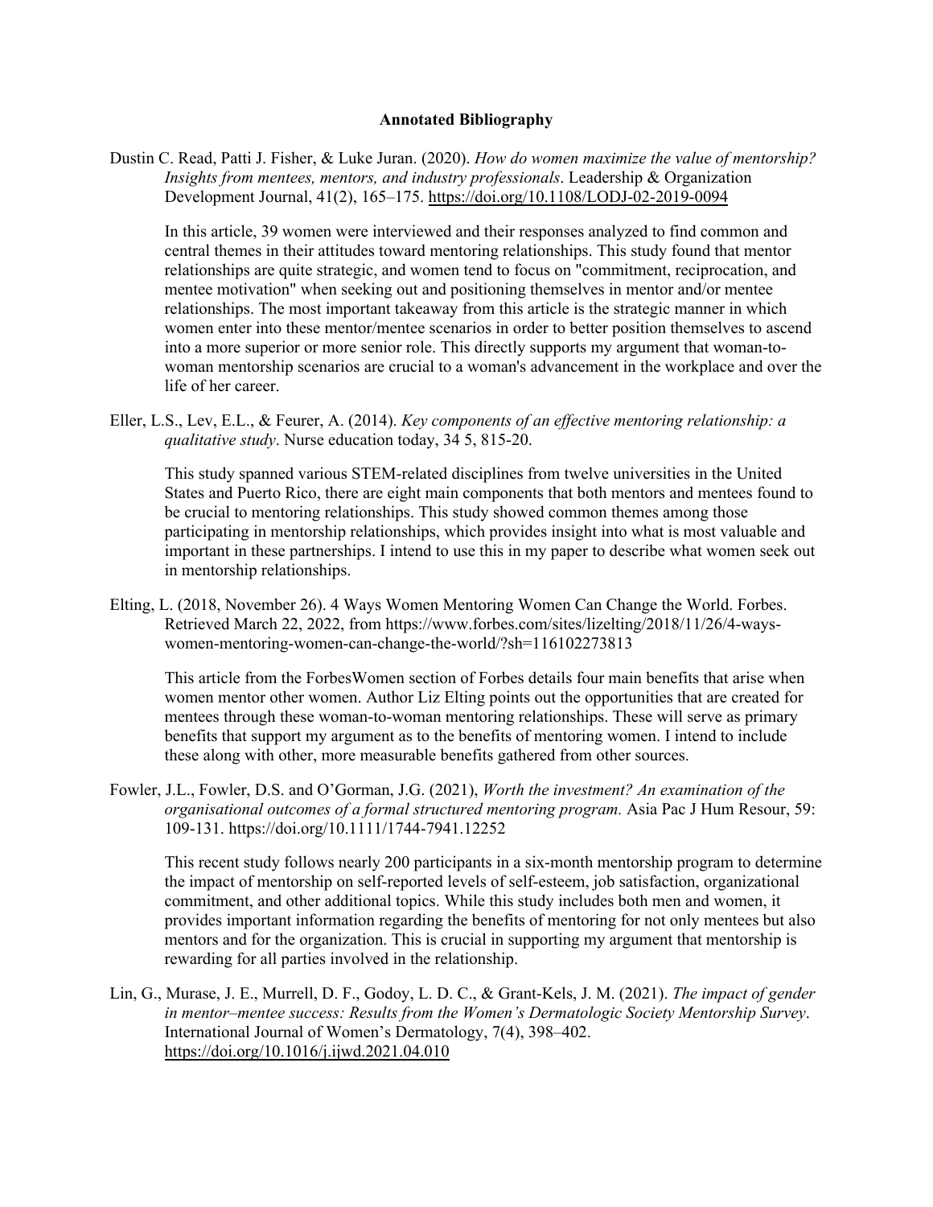**Annotated Bibliography**

Dustin C. Read, Patti J. Fisher, & Luke Juran. (2020). *How do women maximize the value of mentorship? Insights from mentees, mentors, and industry professionals*. Leadership & Organization Development Journal, 41(2), 165–175. https://doi.org/10.1108/LODJ-02-2019-0094

In this article, 39 women were interviewed and their responses analyzed to find common and central themes in their attitudes toward mentoring relationships. This study found that mentor relationships are quite strategic, and women tend to focus on "commitment, reciprocation, and mentee motivation" when seeking out and positioning themselves in mentor and/or mentee relationships. The most important takeaway from this article is the strategic manner in which women enter into these mentor/mentee scenarios in order to better position themselves to ascend into a more superior or more senior role. This directly supports my argument that woman-to-woman mentorship scenarios are crucial to a woman's advancement in the workplace and over the life of her career.

Eller, L.S., Lev, E.L., & Feurer, A. (2014). *Key components of an effective mentoring relationship: a qualitative study*. Nurse education today, 34 5, 815-20.

This study spanned various STEM-related disciplines from twelve universities in the United States and Puerto Rico, there are eight main components that both mentors and mentees found to be crucial to mentoring relationships. This study showed common themes among those participating in mentorship relationships, which provides insight into what is most valuable and important in these partnerships. I intend to use this in my paper to describe what women seek out in mentorship relationships.

Elting, L. (2018, November 26). 4 Ways Women Mentoring Women Can Change the World. Forbes. Retrieved March 22, 2022, from https://www.forbes.com/sites/lizelting/2018/11/26/4-ways-women-mentoring-women-can-change-the-world/?sh=116102273813

This article from the ForbesWomen section of Forbes details four main benefits that arise when women mentor other women. Author Liz Elting points out the opportunities that are created for mentees through these woman-to-woman mentoring relationships. These will serve as primary benefits that support my argument as to the benefits of mentoring women. I intend to include these along with other, more measurable benefits gathered from other sources.

Fowler, J.L., Fowler, D.S. and O'Gorman, J.G. (2021), *Worth the investment? An examination of the organisational outcomes of a formal structured mentoring program.* Asia Pac J Hum Resour, 59: 109-131. https://doi.org/10.1111/1744-7941.12252

This recent study follows nearly 200 participants in a six-month mentorship program to determine the impact of mentorship on self-reported levels of self-esteem, job satisfaction, organizational commitment, and other additional topics. While this study includes both men and women, it provides important information regarding the benefits of mentoring for not only mentees but also mentors and for the organization. This is crucial in supporting my argument that mentorship is rewarding for all parties involved in the relationship.

Lin, G., Murase, J. E., Murrell, D. F., Godoy, L. D. C., & Grant-Kels, J. M. (2021). *The impact of gender in mentor–mentee success: Results from the Women's Dermatologic Society Mentorship Survey*. International Journal of Women's Dermatology, 7(4), 398–402. https://doi.org/10.1016/j.ijwd.2021.04.010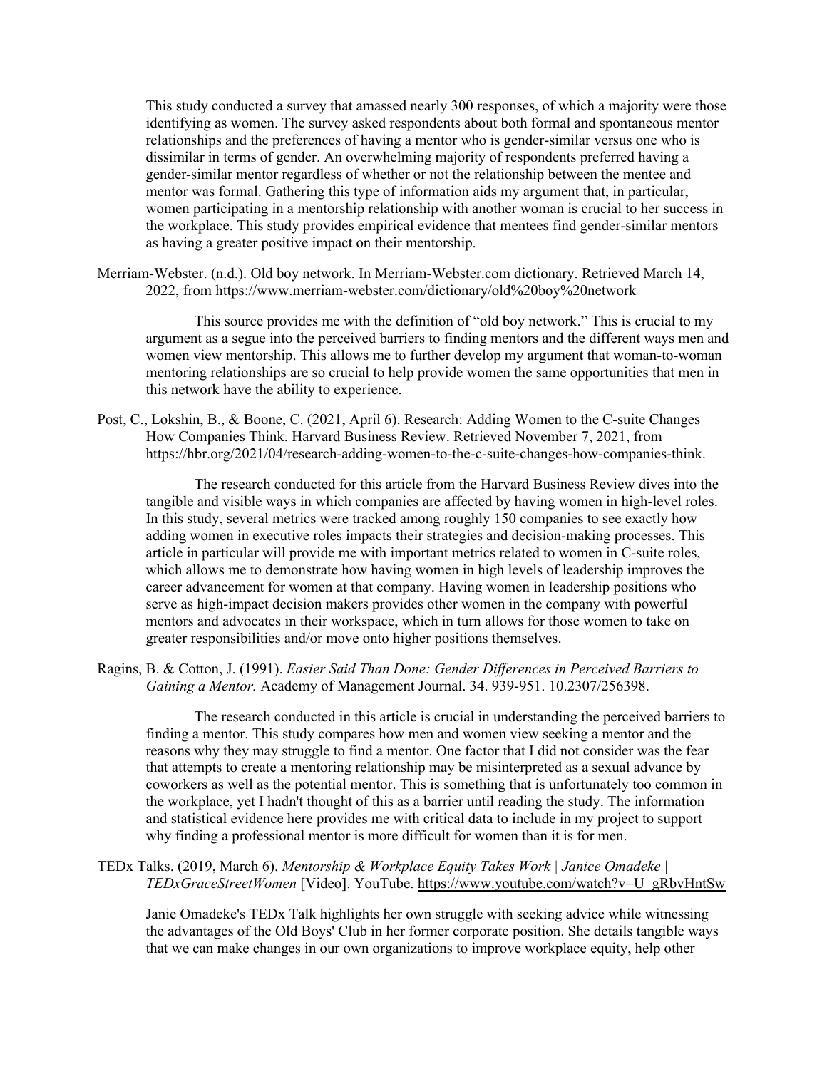This study conducted a survey that amassed nearly 300 responses, of which a majority were those identifying as women. The survey asked respondents about both formal and spontaneous mentor relationships and the preferences of having a mentor who is gender-similar versus one who is dissimilar in terms of gender. An overwhelming majority of respondents preferred having a gender-similar mentor regardless of whether or not the relationship between the mentee and mentor was formal. Gathering this type of information aids my argument that, in particular, women participating in a mentorship relationship with another woman is crucial to her success in the workplace. This study provides empirical evidence that mentees find gender-similar mentors as having a greater positive impact on their mentorship.

Merriam-Webster. (n.d.). Old boy network. In Merriam-Webster.com dictionary. Retrieved March 14, 2022, from https://www.merriam-webster.com/dictionary/old%20boy%20network

> This source provides me with the definition of "old boy network." This is crucial to my argument as a segue into the perceived barriers to finding mentors and the different ways men and women view mentorship. This allows me to further develop my argument that woman-to-woman mentoring relationships are so crucial to help provide women the same opportunities that men in this network have the ability to experience.

Post, C., Lokshin, B., & Boone, C. (2021, April 6). Research: Adding Women to the C-suite Changes How Companies Think. Harvard Business Review. Retrieved November 7, 2021, from https://hbr.org/2021/04/research-adding-women-to-the-c-suite-changes-how-companies-think.

> The research conducted for this article from the Harvard Business Review dives into the tangible and visible ways in which companies are affected by having women in high-level roles. In this study, several metrics were tracked among roughly 150 companies to see exactly how adding women in executive roles impacts their strategies and decision-making processes. This article in particular will provide me with important metrics related to women in C-suite roles, which allows me to demonstrate how having women in high levels of leadership improves the career advancement for women at that company. Having women in leadership positions who serve as high-impact decision makers provides other women in the company with powerful mentors and advocates in their workspace, which in turn allows for those women to take on greater responsibilities and/or move onto higher positions themselves.

Ragins, B. & Cotton, J. (1991). *Easier Said Than Done: Gender Differences in Perceived Barriers to Gaining a Mentor.* Academy of Management Journal. 34. 939-951. 10.2307/256398.

> The research conducted in this article is crucial in understanding the perceived barriers to finding a mentor. This study compares how men and women view seeking a mentor and the reasons why they may struggle to find a mentor. One factor that I did not consider was the fear that attempts to create a mentoring relationship may be misinterpreted as a sexual advance by coworkers as well as the potential mentor. This is something that is unfortunately too common in the workplace, yet I hadn't thought of this as a barrier until reading the study. The information and statistical evidence here provides me with critical data to include in my project to support why finding a professional mentor is more difficult for women than it is for men.

TEDx Talks. (2019, March 6). *Mentorship & Workplace Equity Takes Work | Janice Omadeke | TEDxGraceStreetWomen* [Video]. YouTube. https://www.youtube.com/watch?v=U_gRbvHntSw

> Janie Omadeke's TEDx Talk highlights her own struggle with seeking advice while witnessing the advantages of the Old Boys' Club in her former corporate position. She details tangible ways that we can make changes in our own organizations to improve workplace equity, help other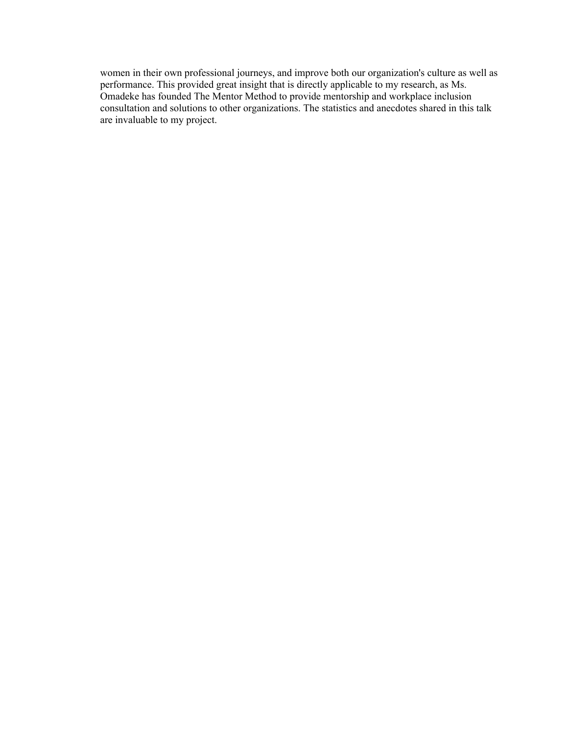women in their own professional journeys, and improve both our organization's culture as well as performance. This provided great insight that is directly applicable to my research, as Ms. Omadeke has founded The Mentor Method to provide mentorship and workplace inclusion consultation and solutions to other organizations. The statistics and anecdotes shared in this talk are invaluable to my project.